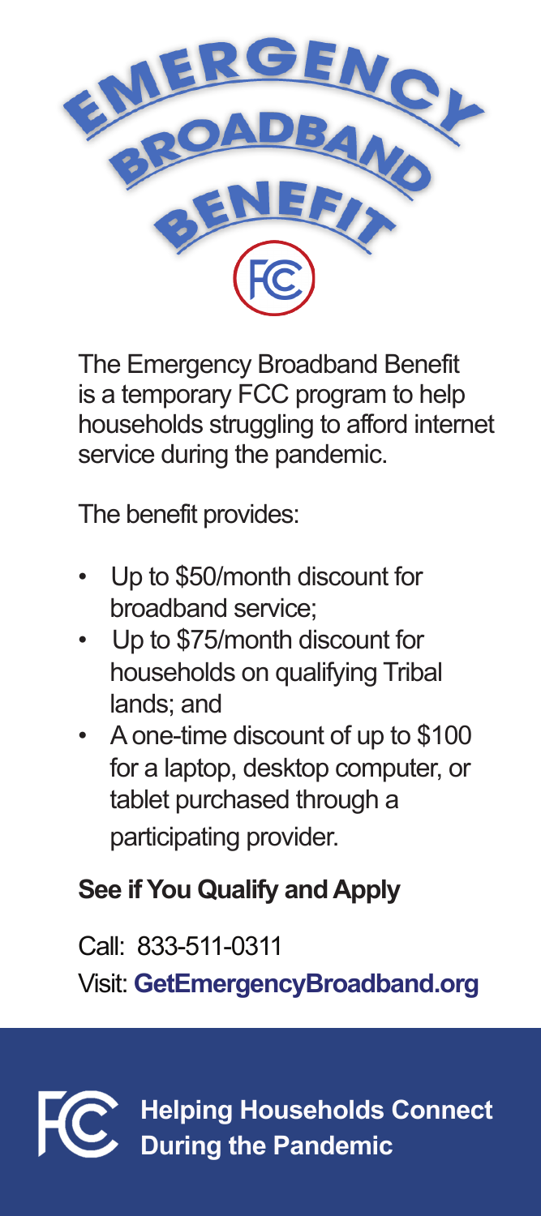# Emergency Broadband Benefit

The Emergency Broadband Benefit is a temporary FCC program to help households struggling to afford internet service during the pandemic.

The benefit provides:

- Up to $50/month discount for broadband service;
- Up to $75/month discount for households on qualifying Tribal lands; and
- A one-time discount of up to $100 for a laptop, desktop computer, or tablet purchased through a participating provider.

## See if You Qualify and Apply

Call: 833-511-0311

Visit: **GetEmergencyBroadband.org**

**Helping Households Connect During the Pandemic**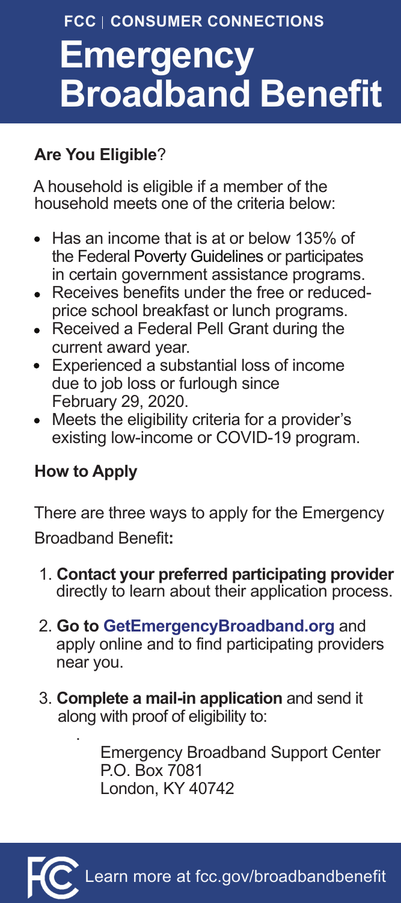FCC | CONSUMER CONNECTIONS

# Emergency Broadband Benefit

## Are You Eligible?

A household is eligible if a member of the household meets one of the criteria below:

- Has an income that is at or below 135% of the Federal Poverty Guidelines or participates in certain government assistance programs.
- Receives benefits under the free or reduced-price school breakfast or lunch programs.
- Received a Federal Pell Grant during the current award year.
- Experienced a substantial loss of income due to job loss or furlough since February 29, 2020.
- Meets the eligibility criteria for a provider's existing low-income or COVID-19 program.

## How to Apply

There are three ways to apply for the Emergency Broadband Benefit**:**

1. **Contact your preferred participating provider** directly to learn about their application process.
2. **Go to GetEmergencyBroadband.org** and apply online and to find participating providers near you.
3. **Complete a mail-in application** and send it along with proof of eligibility to:

   Emergency Broadband Support Center
   P.O. Box 7081
   London, KY 40742

Learn more at fcc.gov/broadbandbenefit